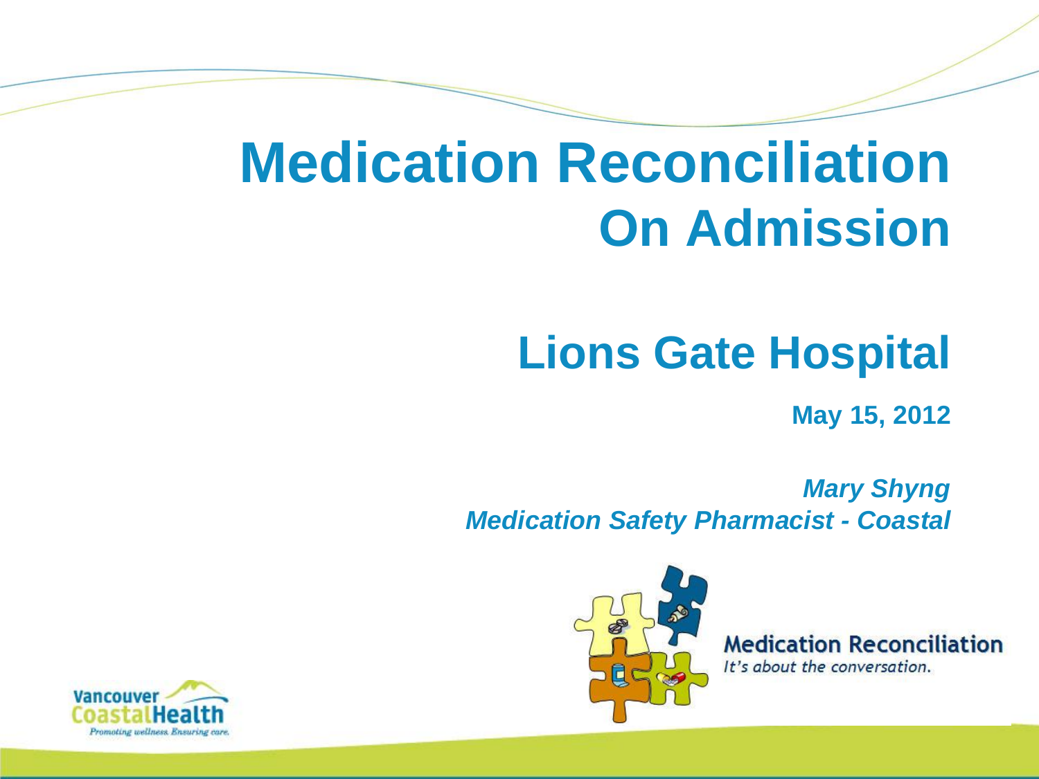# Medication Reconciliation On Admission

## Lions Gate Hospital

**May 15, 2012**

***Mary Shyng***
***Medication Safety Pharmacist - Coastal***

**Medication Reconciliation**
*It's about the conversation.*

Vancouver Coastal Health
*Promoting wellness. Ensuring care.*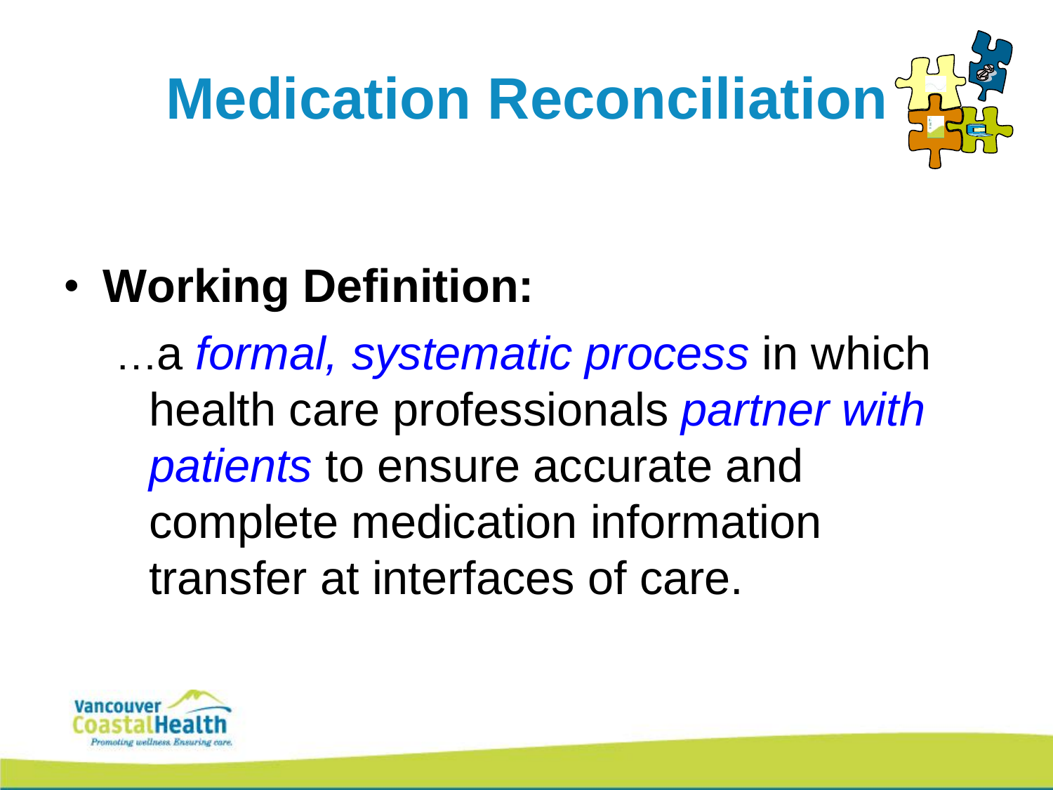# Medication Reconciliation

- **Working Definition:**

  …a *formal, systematic process* in which health care professionals *partner with patients* to ensure accurate and complete medication information transfer at interfaces of care.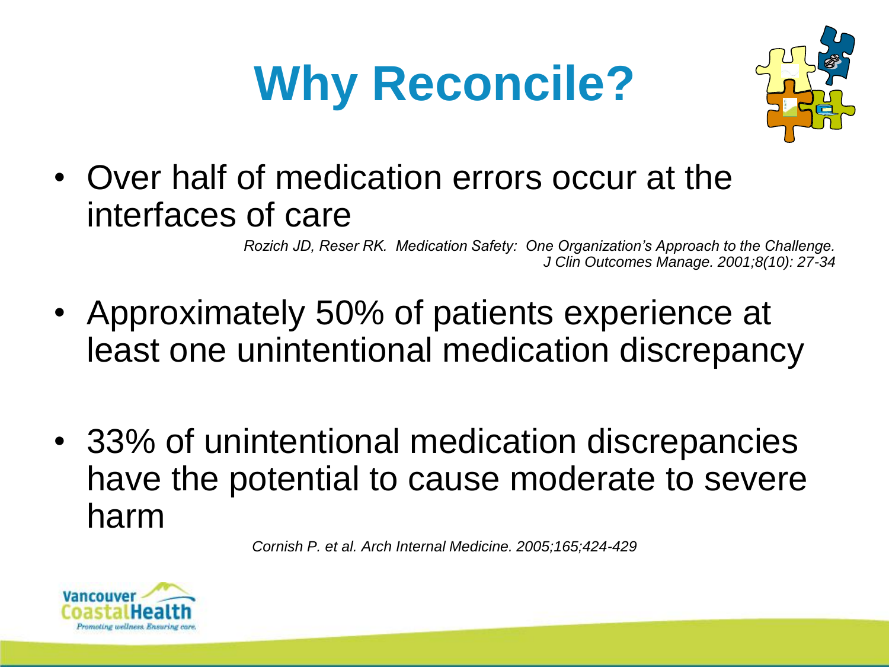# Why Reconcile?

- Over half of medication errors occur at the interfaces of care

*Rozich JD, Reser RK. Medication Safety: One Organization's Approach to the Challenge. J Clin Outcomes Manage. 2001;8(10): 27-34*

- Approximately 50% of patients experience at least one unintentional medication discrepancy

- 33% of unintentional medication discrepancies have the potential to cause moderate to severe harm

*Cornish P. et al. Arch Internal Medicine. 2005;165;424-429*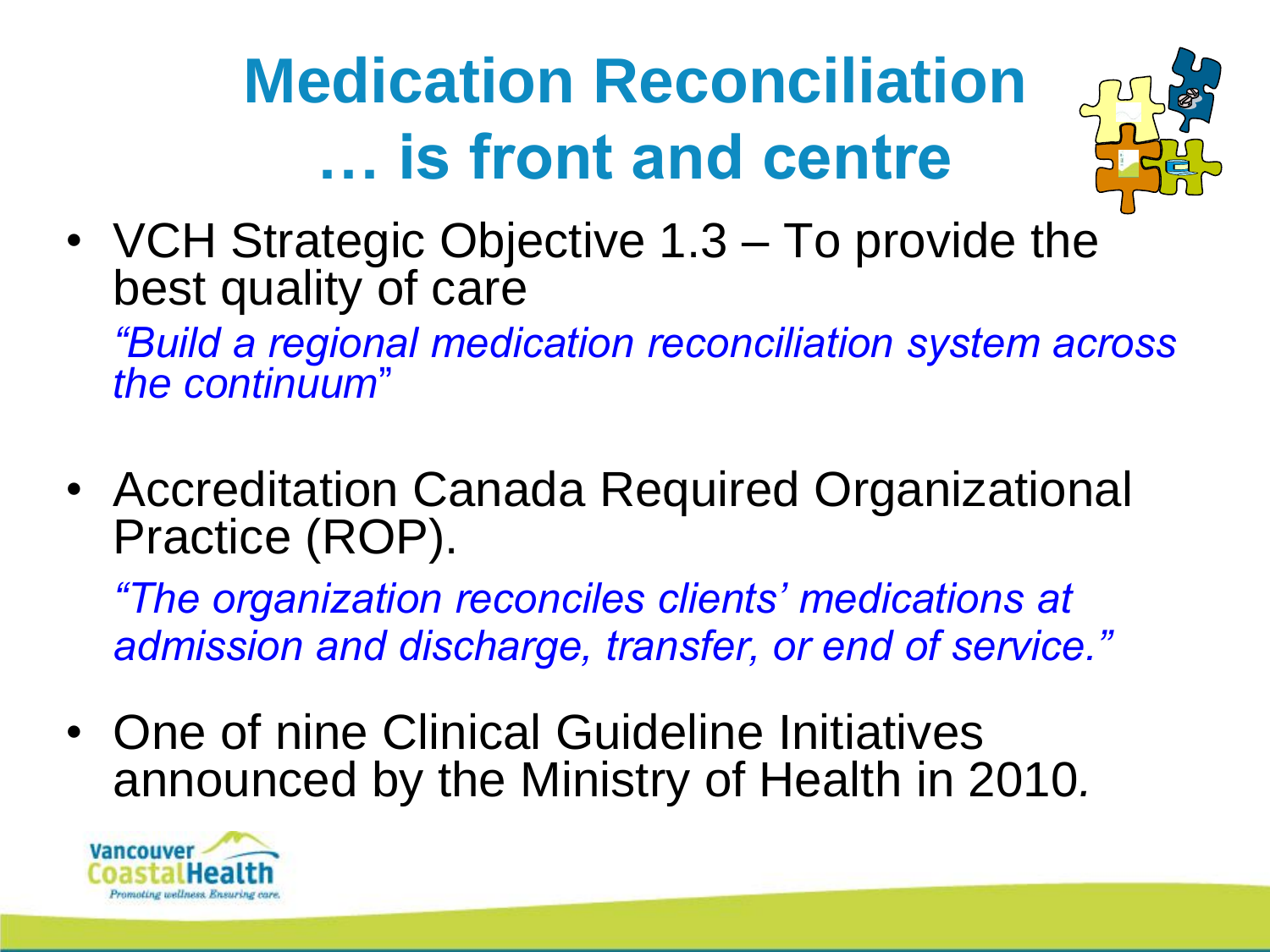# Medication Reconciliation … is front and centre

- VCH Strategic Objective 1.3 – To provide the best quality of care

  *“Build a regional medication reconciliation system across the continuum”*

- Accreditation Canada Required Organizational Practice (ROP).

  *“The organization reconciles clients’ medications at admission and discharge, transfer, or end of service.”*

- One of nine Clinical Guideline Initiatives announced by the Ministry of Health in 2010.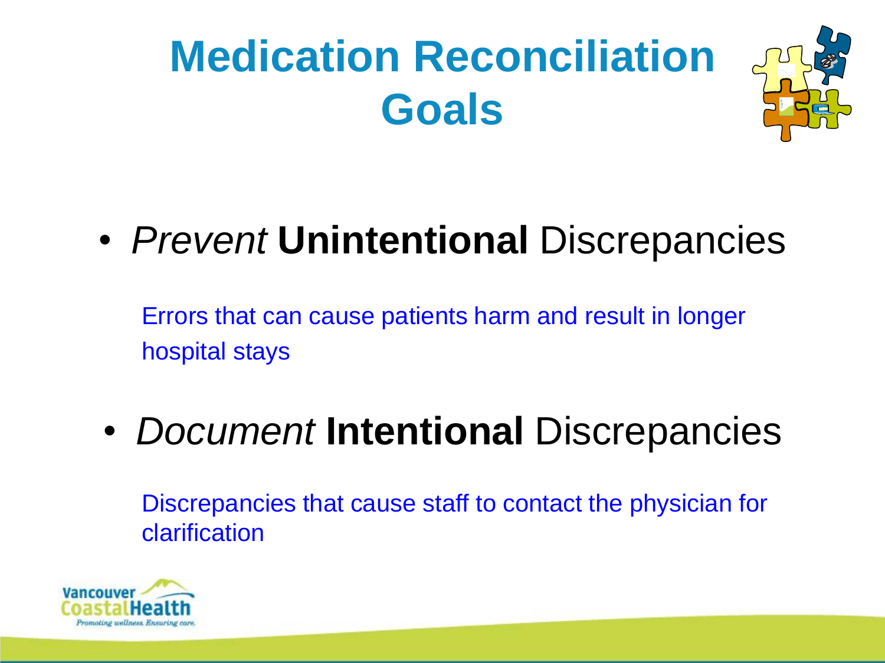# Medication Reconciliation Goals

- *Prevent* **Unintentional** Discrepancies

  Errors that can cause patients harm and result in longer hospital stays

- *Document* **Intentional** Discrepancies

  Discrepancies that cause staff to contact the physician for clarification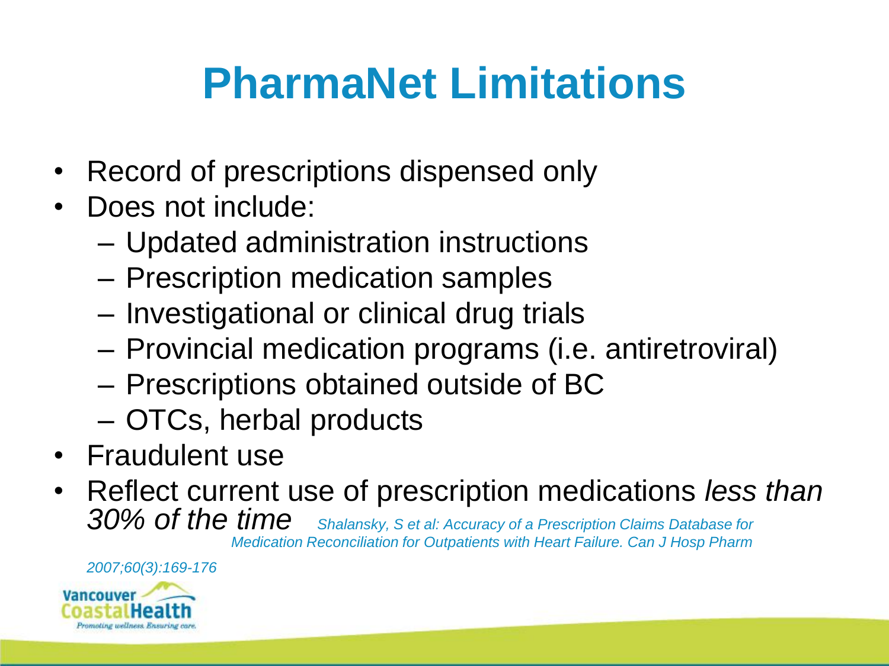# PharmaNet Limitations

- Record of prescriptions dispensed only
- Does not include:
  - Updated administration instructions
  - Prescription medication samples
  - Investigational or clinical drug trials
  - Provincial medication programs (i.e. antiretroviral)
  - Prescriptions obtained outside of BC
  - OTCs, herbal products
- Fraudulent use
- Reflect current use of prescription medications *less than 30% of the time* *Shalansky, S et al: Accuracy of a Prescription Claims Database for Medication Reconciliation for Outpatients with Heart Failure. Can J Hosp Pharm 2007;60(3):169-176*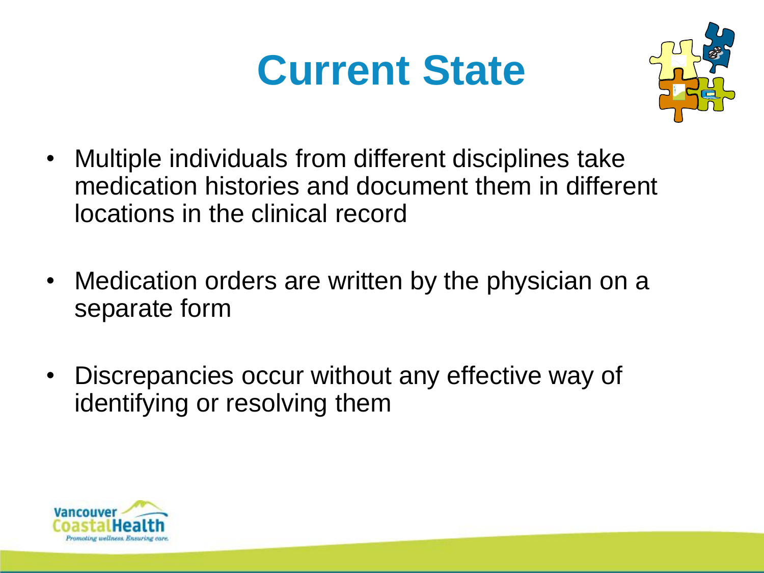# Current State

- Multiple individuals from different disciplines take medication histories and document them in different locations in the clinical record
- Medication orders are written by the physician on a separate form
- Discrepancies occur without any effective way of identifying or resolving them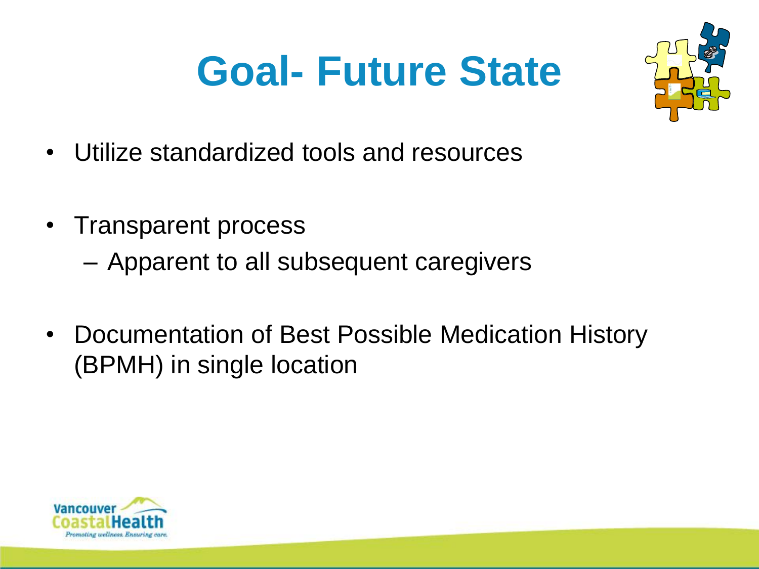# Goal- Future State

- Utilize standardized tools and resources
- Transparent process
  - Apparent to all subsequent caregivers
- Documentation of Best Possible Medication History (BPMH) in single location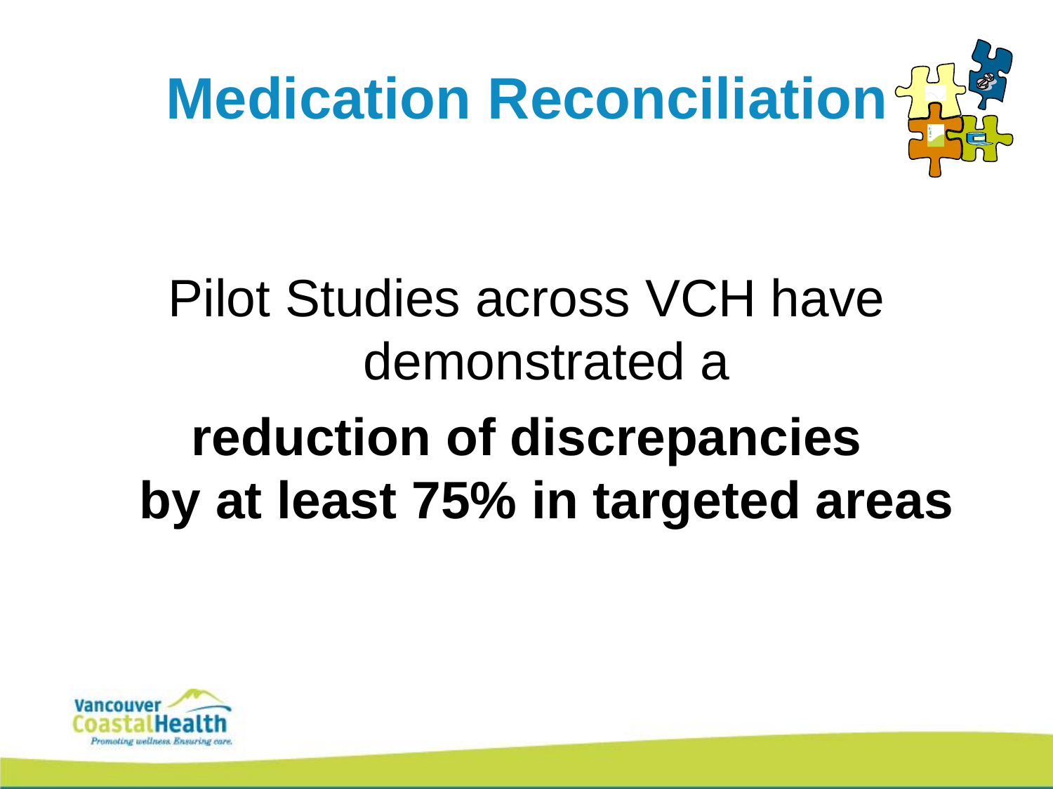# Medication Reconciliation

Pilot Studies across VCH have demonstrated a

**reduction of discrepancies by at least 75% in targeted areas**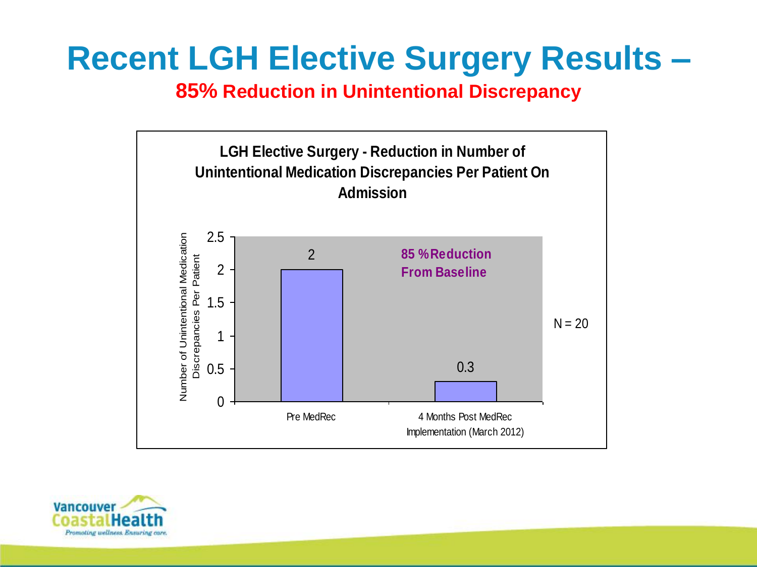# Recent LGH Elective Surgery Results –

**85% Reduction in Unintentional Discrepancy**

**LGH Elective Surgery - Reduction in Number of Unintentional Medication Discrepancies Per Patient On Admission**

| | Number of Unintentional Medication Discrepancies Per Patient |
|---|---|
| Pre MedRec | 2 |
| 4 Months Post MedRec Implementation (March 2012) | 0.3 |

**85 % Reduction From Baseline**

N = 20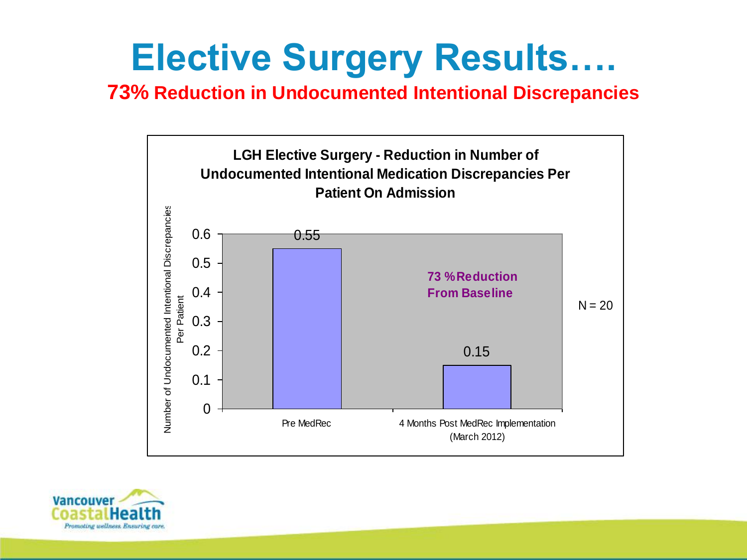# Elective Surgery Results….

**73% Reduction in Undocumented Intentional Discrepancies**

**LGH Elective Surgery - Reduction in Number of Undocumented Intentional Medication Discrepancies Per Patient On Admission**

| | Number of Undocumented Intentional Discrepancies Per Patient |
|---|---|
| Pre MedRec | 0.55 |
| 4 Months Post MedRec Implementation (March 2012) | 0.15 |

**73 % Reduction From Baseline**

N = 20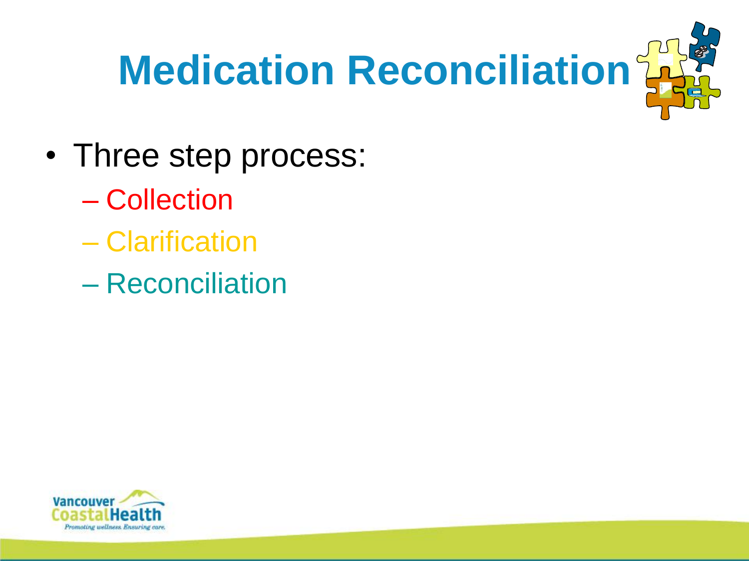# Medication Reconciliation

- Three step process:
  - Collection
  - Clarification
  - Reconciliation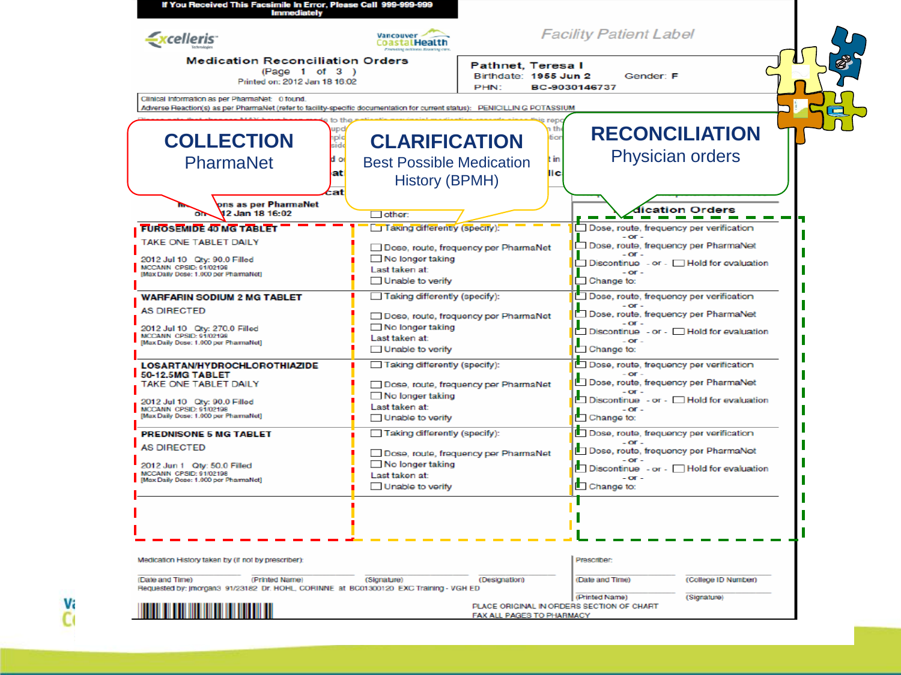If You Received This Facsimile In Error, Please Call 999-999-999 Immediately

Excelleris Technologies | Vancouver Coastal Health | *Facility Patient Label*

## Medication Reconciliation Orders

(Page 1 of 3)
Printed on: 2012 Jan 18 16:02

**Pathnet, Teresa I**
Birthdate: 1955 Jun 2 Gender: F
PHN: BC-9030146737

Clinical Information as per PharmaNet: 0 found.
Adverse Reaction(s) as per PharmaNet (refer to facility-specific documentation for current status): PENICILLIN G POTASSIUM

**COLLECTION**
PharmaNet

**CLARIFICATION**
Best Possible Medication History (BPMH)

**RECONCILIATION**
Physician orders

| Medications as per PharmaNet on 2012 Jan 18 16:02 | ☐ other: | Medication Orders |
|---|---|---|
| **FUROSEMIDE 40 MG TABLET**<br>TAKE ONE TABLET DAILY<br>2012 Jul 10 Qty: 90.0 Filled<br>MCCANN CPSID: 91/02198<br>[Max Daily Dose: 1.000 per PharmaNet] | ☐ Taking differently (specify):<br>☐ Dose, route, frequency per PharmaNet<br>☐ No longer taking<br>Last taken at:<br>☐ Unable to verify | ☐ Dose, route, frequency per verification<br>- or -<br>☐ Dose, route, frequency per PharmaNet<br>- or -<br>☐ Discontinue - or - ☐ Hold for evaluation<br>- or -<br>☐ Change to: |
| **WARFARIN SODIUM 2 MG TABLET**<br>AS DIRECTED<br>2012 Jul 10 Qty: 270.0 Filled<br>MCCANN CPSID: 91/02198<br>[Max Daily Dose: 1.000 per PharmaNet] | ☐ Taking differently (specify):<br>☐ Dose, route, frequency per PharmaNet<br>☐ No longer taking<br>Last taken at:<br>☐ Unable to verify | ☐ Dose, route, frequency per verification<br>- or -<br>☐ Dose, route, frequency per PharmaNet<br>- or -<br>☐ Discontinue - or - ☐ Hold for evaluation<br>- or -<br>☐ Change to: |
| **LOSARTAN/HYDROCHLOROTHIAZIDE 50-12.5MG TABLET**<br>TAKE ONE TABLET DAILY<br>2012 Jul 10 Qty: 90.0 Filled<br>MCCANN CPSID: 91/02198<br>[Max Daily Dose: 1.000 per PharmaNet] | ☐ Taking differently (specify):<br>☐ Dose, route, frequency per PharmaNet<br>☐ No longer taking<br>Last taken at:<br>☐ Unable to verify | ☐ Dose, route, frequency per verification<br>- or -<br>☐ Dose, route, frequency per PharmaNet<br>- or -<br>☐ Discontinue - or - ☐ Hold for evaluation<br>- or -<br>☐ Change to: |
| **PREDNISONE 5 MG TABLET**<br>AS DIRECTED<br>2012 Jun 1 Qty: 50.0 Filled<br>MCCANN CPSID: 91/02198<br>[Max Daily Dose: 1.000 per PharmaNet] | ☐ Taking differently (specify):<br>☐ Dose, route, frequency per PharmaNet<br>☐ No longer taking<br>Last taken at:<br>☐ Unable to verify | ☐ Dose, route, frequency per verification<br>- or -<br>☐ Dose, route, frequency per PharmaNet<br>- or -<br>☐ Discontinue - or - ☐ Hold for evaluation<br>- or -<br>☐ Change to: |

Medication History taken by (if not by prescriber):
(Date and Time) (Printed Name) (Signature) (Designation)
Requested by: jmorgan3 91/23182 Dr. HOHL, CORINNE at BC01300120 EXC Training - VGH ED

Prescriber:
(Date and Time) (College ID Number)
(Printed Name) (Signature)

PLACE ORIGINAL IN ORDERS SECTION OF CHART
FAX ALL PAGES TO PHARMACY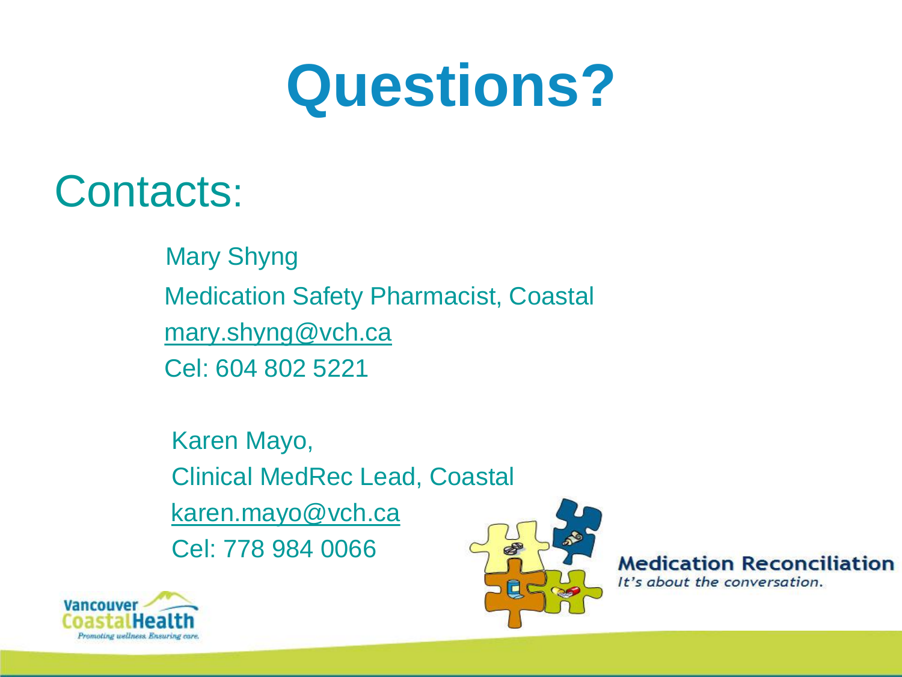# Questions?

## Contacts:

Mary Shyng
Medication Safety Pharmacist, Coastal
mary.shyng@vch.ca
Cel: 604 802 5221

Karen Mayo,
Clinical MedRec Lead, Coastal
karen.mayo@vch.ca
Cel: 778 984 0066

**Medication Reconciliation**
*It's about the conversation.*

Vancouver Coastal Health
*Promoting wellness. Ensuring care.*